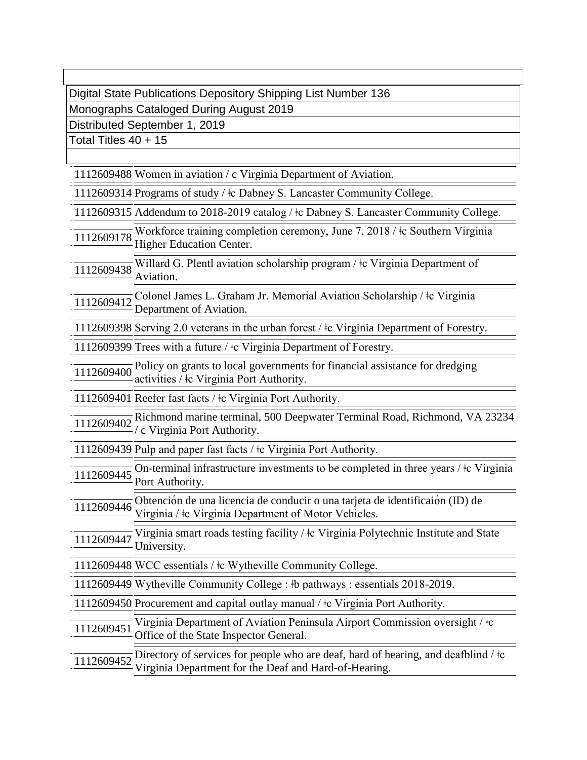Digital State Publications Depository Shipping List Number 136

Monographs Cataloged During August 2019

Distributed September 1, 2019

Total Titles 40 + 15

| | |
|---|---|
| 1112609488 | Women in aviation / c Virginia Department of Aviation. |
| 1112609314 | Programs of study / ǂc Dabney S. Lancaster Community College. |
| 1112609315 | Addendum to 2018-2019 catalog / ǂc Dabney S. Lancaster Community College. |
| 1112609178 | Workforce training completion ceremony, June 7, 2018 / ǂc Southern Virginia Higher Education Center. |
| 1112609438 | Willard G. Plentl aviation scholarship program / ǂc Virginia Department of Aviation. |
| 1112609412 | Colonel James L. Graham Jr. Memorial Aviation Scholarship / ǂc Virginia Department of Aviation. |
| 1112609398 | Serving 2.0 veterans in the urban forest / ǂc Virginia Department of Forestry. |
| 1112609399 | Trees with a future / ǂc Virginia Department of Forestry. |
| 1112609400 | Policy on grants to local governments for financial assistance for dredging activities / ǂc Virginia Port Authority. |
| 1112609401 | Reefer fast facts / ǂc Virginia Port Authority. |
| 1112609402 | Richmond marine terminal, 500 Deepwater Terminal Road, Richmond, VA 23234 / c Virginia Port Authority. |
| 1112609439 | Pulp and paper fast facts / ǂc Virginia Port Authority. |
| 1112609445 | On-terminal infrastructure investments to be completed in three years / ǂc Virginia Port Authority. |
| 1112609446 | Obtención de una licencia de conducir o una tarjeta de identificaión (ID) de Virginia / ǂc Virginia Department of Motor Vehicles. |
| 1112609447 | Virginia smart roads testing facility / ǂc Virginia Polytechnic Institute and State University. |
| 1112609448 | WCC essentials / ǂc Wytheville Community College. |
| 1112609449 | Wytheville Community College : ǂb pathways : essentials 2018-2019. |
| 1112609450 | Procurement and capital outlay manual / ǂc Virginia Port Authority. |
| 1112609451 | Virginia Department of Aviation Peninsula Airport Commission oversight / ǂc Office of the State Inspector General. |
| 1112609452 | Directory of services for people who are deaf, hard of hearing, and deafblind / ǂc Virginia Department for the Deaf and Hard-of-Hearing. |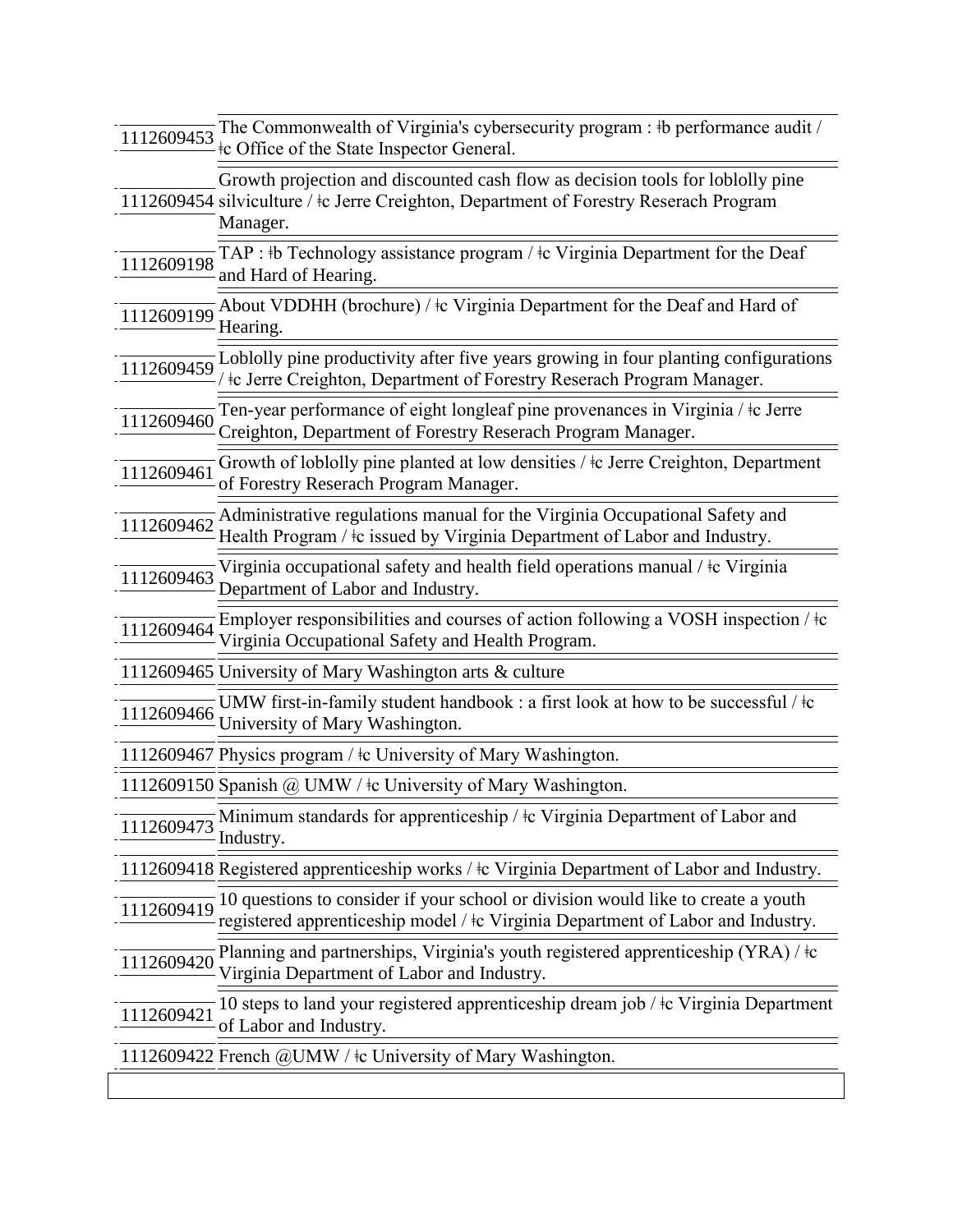| | |
|---|---|
| 1112609453 | The Commonwealth of Virginia's cybersecurity program : ǂb performance audit / ǂc Office of the State Inspector General. |
| 1112609454 | Growth projection and discounted cash flow as decision tools for loblolly pine silviculture / ǂc Jerre Creighton, Department of Forestry Reserach Program Manager. |
| 1112609198 | TAP : ǂb Technology assistance program / ǂc Virginia Department for the Deaf and Hard of Hearing. |
| 1112609199 | About VDDHH (brochure) / ǂc Virginia Department for the Deaf and Hard of Hearing. |
| 1112609459 | Loblolly pine productivity after five years growing in four planting configurations / ǂc Jerre Creighton, Department of Forestry Reserach Program Manager. |
| 1112609460 | Ten-year performance of eight longleaf pine provenances in Virginia / ǂc Jerre Creighton, Department of Forestry Reserach Program Manager. |
| 1112609461 | Growth of loblolly pine planted at low densities / ǂc Jerre Creighton, Department of Forestry Reserach Program Manager. |
| 1112609462 | Administrative regulations manual for the Virginia Occupational Safety and Health Program / ǂc issued by Virginia Department of Labor and Industry. |
| 1112609463 | Virginia occupational safety and health field operations manual / ǂc Virginia Department of Labor and Industry. |
| 1112609464 | Employer responsibilities and courses of action following a VOSH inspection / ǂc Virginia Occupational Safety and Health Program. |
| 1112609465 | University of Mary Washington arts & culture |
| 1112609466 | UMW first-in-family student handbook : a first look at how to be successful / ǂc University of Mary Washington. |
| 1112609467 | Physics program / ǂc University of Mary Washington. |
| 1112609150 | Spanish @ UMW / ǂc University of Mary Washington. |
| 1112609473 | Minimum standards for apprenticeship / ǂc Virginia Department of Labor and Industry. |
| 1112609418 | Registered apprenticeship works / ǂc Virginia Department of Labor and Industry. |
| 1112609419 | 10 questions to consider if your school or division would like to create a youth registered apprenticeship model / ǂc Virginia Department of Labor and Industry. |
| 1112609420 | Planning and partnerships, Virginia's youth registered apprenticeship (YRA) / ǂc Virginia Department of Labor and Industry. |
| 1112609421 | 10 steps to land your registered apprenticeship dream job / ǂc Virginia Department of Labor and Industry. |
| 1112609422 | French @UMW / ǂc University of Mary Washington. |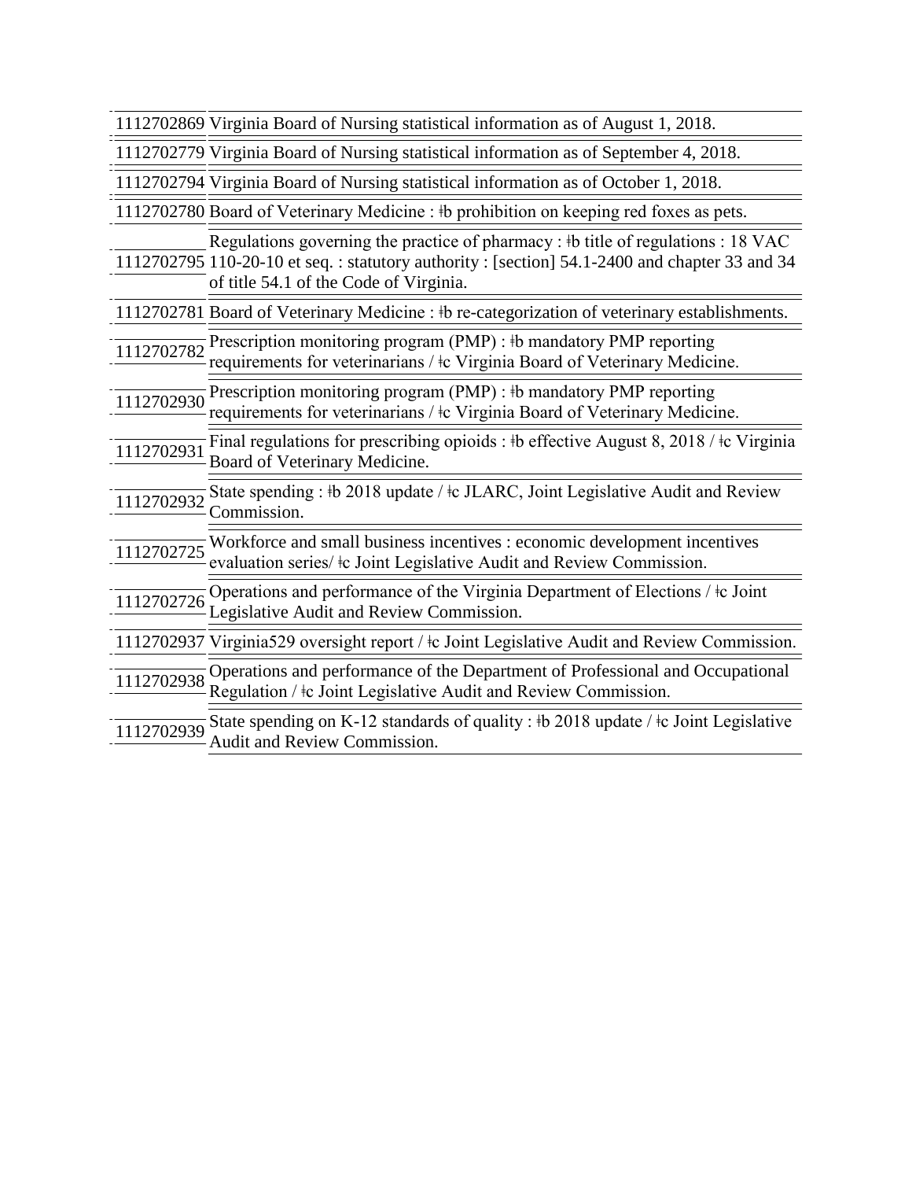| | |
|---|---|
| 1112702869 | Virginia Board of Nursing statistical information as of August 1, 2018. |
| 1112702779 | Virginia Board of Nursing statistical information as of September 4, 2018. |
| 1112702794 | Virginia Board of Nursing statistical information as of October 1, 2018. |
| 1112702780 | Board of Veterinary Medicine : ǂb prohibition on keeping red foxes as pets. |
| 1112702795 | Regulations governing the practice of pharmacy : ǂb title of regulations : 18 VAC 110-20-10 et seq. : statutory authority : [section] 54.1-2400 and chapter 33 and 34 of title 54.1 of the Code of Virginia. |
| 1112702781 | Board of Veterinary Medicine : ǂb re-categorization of veterinary establishments. |
| 1112702782 | Prescription monitoring program (PMP) : ǂb mandatory PMP reporting requirements for veterinarians / ǂc Virginia Board of Veterinary Medicine. |
| 1112702930 | Prescription monitoring program (PMP) : ǂb mandatory PMP reporting requirements for veterinarians / ǂc Virginia Board of Veterinary Medicine. |
| 1112702931 | Final regulations for prescribing opioids : ǂb effective August 8, 2018 / ǂc Virginia Board of Veterinary Medicine. |
| 1112702932 | State spending : ǂb 2018 update / ǂc JLARC, Joint Legislative Audit and Review Commission. |
| 1112702725 | Workforce and small business incentives : economic development incentives evaluation series/ ǂc Joint Legislative Audit and Review Commission. |
| 1112702726 | Operations and performance of the Virginia Department of Elections / ǂc Joint Legislative Audit and Review Commission. |
| 1112702937 | Virginia529 oversight report / ǂc Joint Legislative Audit and Review Commission. |
| 1112702938 | Operations and performance of the Department of Professional and Occupational Regulation / ǂc Joint Legislative Audit and Review Commission. |
| 1112702939 | State spending on K-12 standards of quality : ǂb 2018 update / ǂc Joint Legislative Audit and Review Commission. |